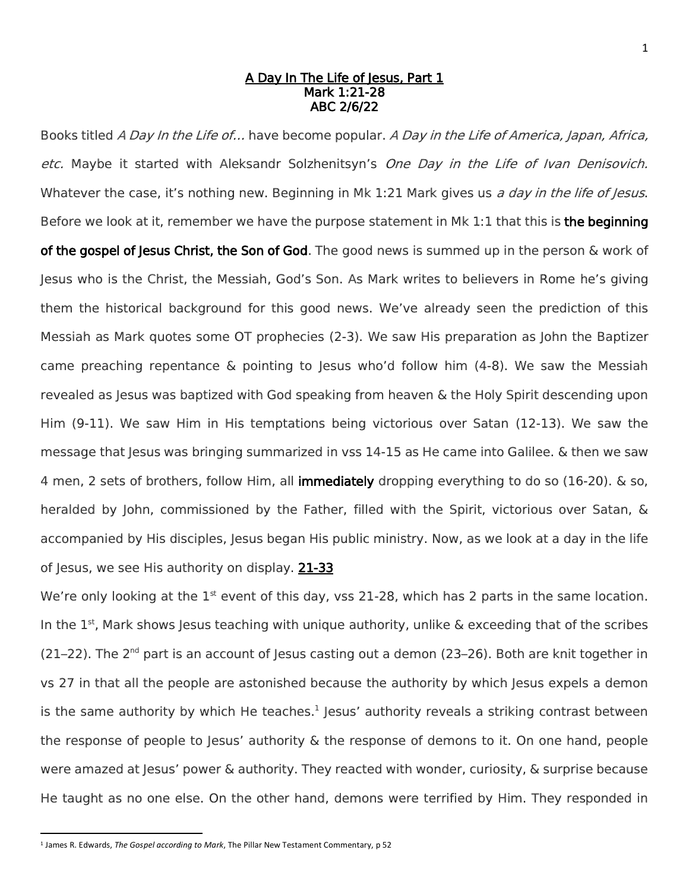# A Day In The Life of Jesus, Part 1
## Mark 1:21-28
## ABC 2/6/22

Books titled *A Day In the Life of...* have become popular. *A Day in the Life of America, Japan, Africa, etc.* Maybe it started with Aleksandr Solzhenitsyn's *One Day in the Life of Ivan Denisovich.* Whatever the case, it's nothing new. Beginning in Mk 1:21 Mark gives us *a day in the life of Jesus*. Before we look at it, remember we have the purpose statement in Mk 1:1 that this is **the beginning of the gospel of Jesus Christ, the Son of God**. The good news is summed up in the person & work of Jesus who is the Christ, the Messiah, God's Son. As Mark writes to believers in Rome he's giving them the historical background for this good news. We've already seen the prediction of this Messiah as Mark quotes some OT prophecies (2-3). We saw His preparation as John the Baptizer came preaching repentance & pointing to Jesus who'd follow him (4-8). We saw the Messiah revealed as Jesus was baptized with God speaking from heaven & the Holy Spirit descending upon Him (9-11). We saw Him in His temptations being victorious over Satan (12-13). We saw the message that Jesus was bringing summarized in vss 14-15 as He came into Galilee. & then we saw 4 men, 2 sets of brothers, follow Him, all **immediately** dropping everything to do so (16-20). & so, heralded by John, commissioned by the Father, filled with the Spirit, victorious over Satan, & accompanied by His disciples, Jesus began His public ministry. Now, as we look at a day in the life of Jesus, we see His authority on display. **21-33**

We're only looking at the 1st event of this day, vss 21-28, which has 2 parts in the same location. In the 1st, Mark shows Jesus teaching with unique authority, unlike & exceeding that of the scribes (21–22). The 2nd part is an account of Jesus casting out a demon (23–26). Both are knit together in vs 27 in that all the people are astonished because the authority by which Jesus expels a demon is the same authority by which He teaches.[1] Jesus' authority reveals a striking contrast between the response of people to Jesus' authority & the response of demons to it. On one hand, people were amazed at Jesus' power & authority. They reacted with wonder, curiosity, & surprise because He taught as no one else. On the other hand, demons were terrified by Him. They responded in

[1] James R. Edwards, *The Gospel according to Mark*, The Pillar New Testament Commentary, p 52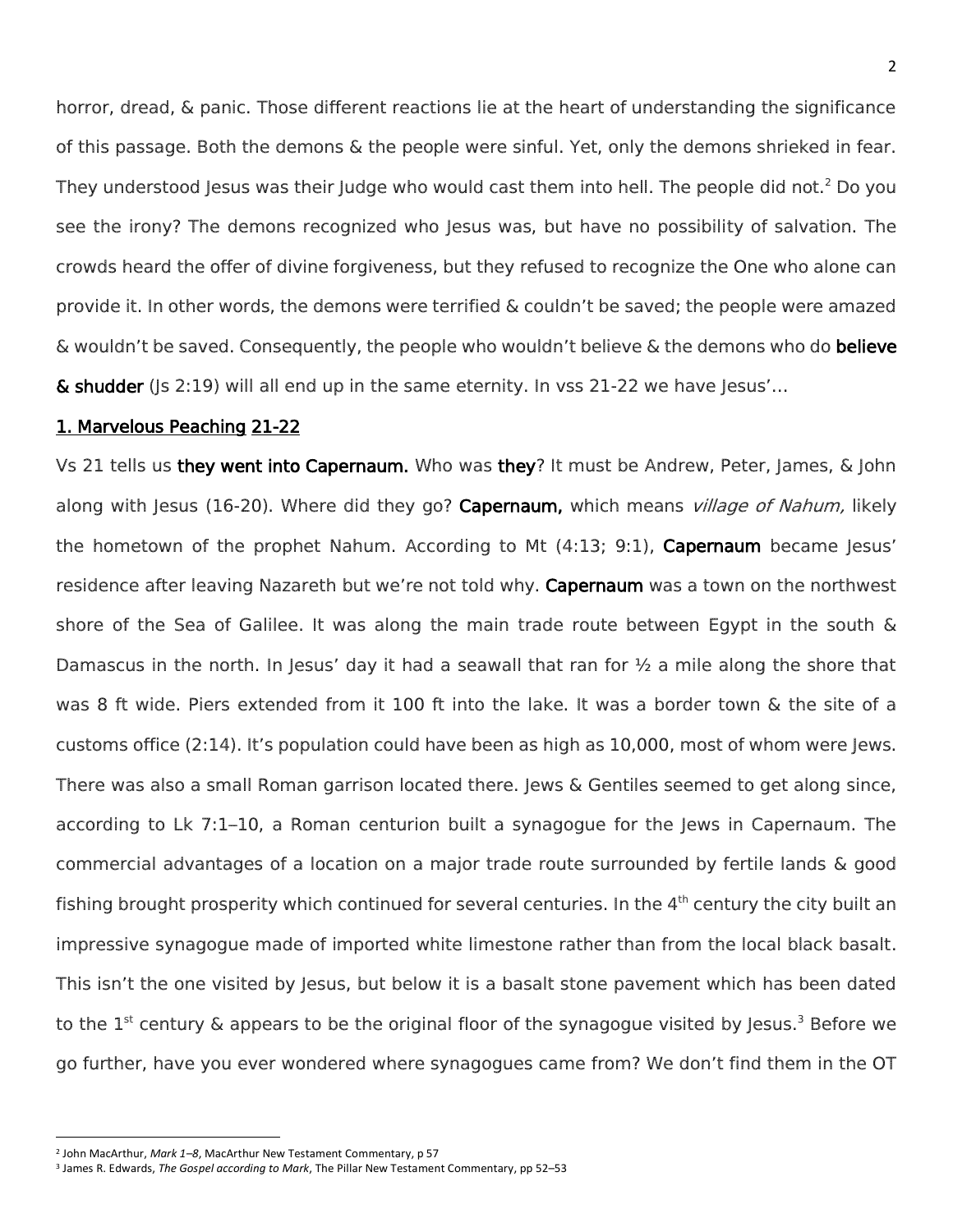horror, dread, & panic. Those different reactions lie at the heart of understanding the significance of this passage. Both the demons & the people were sinful. Yet, only the demons shrieked in fear. They understood Jesus was their Judge who would cast them into hell. The people did not.[2] Do you see the irony? The demons recognized who Jesus was, but have no possibility of salvation. The crowds heard the offer of divine forgiveness, but they refused to recognize the One who alone can provide it. In other words, the demons were terrified & couldn't be saved; the people were amazed & wouldn't be saved. Consequently, the people who wouldn't believe & the demons who do **believe & shudder** (Js 2:19) will all end up in the same eternity. In vss 21-22 we have Jesus'…

## 1. Marvelous Peaching 21-22

Vs 21 tells us **they went into Capernaum.** Who was **they**? It must be Andrew, Peter, James, & John along with Jesus (16-20). Where did they go? **Capernaum,** which means *village of Nahum,* likely the hometown of the prophet Nahum. According to Mt (4:13; 9:1), **Capernaum** became Jesus' residence after leaving Nazareth but we're not told why. **Capernaum** was a town on the northwest shore of the Sea of Galilee. It was along the main trade route between Egypt in the south & Damascus in the north. In Jesus' day it had a seawall that ran for ½ a mile along the shore that was 8 ft wide. Piers extended from it 100 ft into the lake. It was a border town & the site of a customs office (2:14). It's population could have been as high as 10,000, most of whom were Jews. There was also a small Roman garrison located there. Jews & Gentiles seemed to get along since, according to Lk 7:1–10, a Roman centurion built a synagogue for the Jews in Capernaum. The commercial advantages of a location on a major trade route surrounded by fertile lands & good fishing brought prosperity which continued for several centuries. In the 4th century the city built an impressive synagogue made of imported white limestone rather than from the local black basalt. This isn't the one visited by Jesus, but below it is a basalt stone pavement which has been dated to the 1st century & appears to be the original floor of the synagogue visited by Jesus.[3] Before we go further, have you ever wondered where synagogues came from? We don't find them in the OT

---

[2] John MacArthur, *Mark 1–8*, MacArthur New Testament Commentary, p 57

[3] James R. Edwards, *The Gospel according to Mark*, The Pillar New Testament Commentary, pp 52–53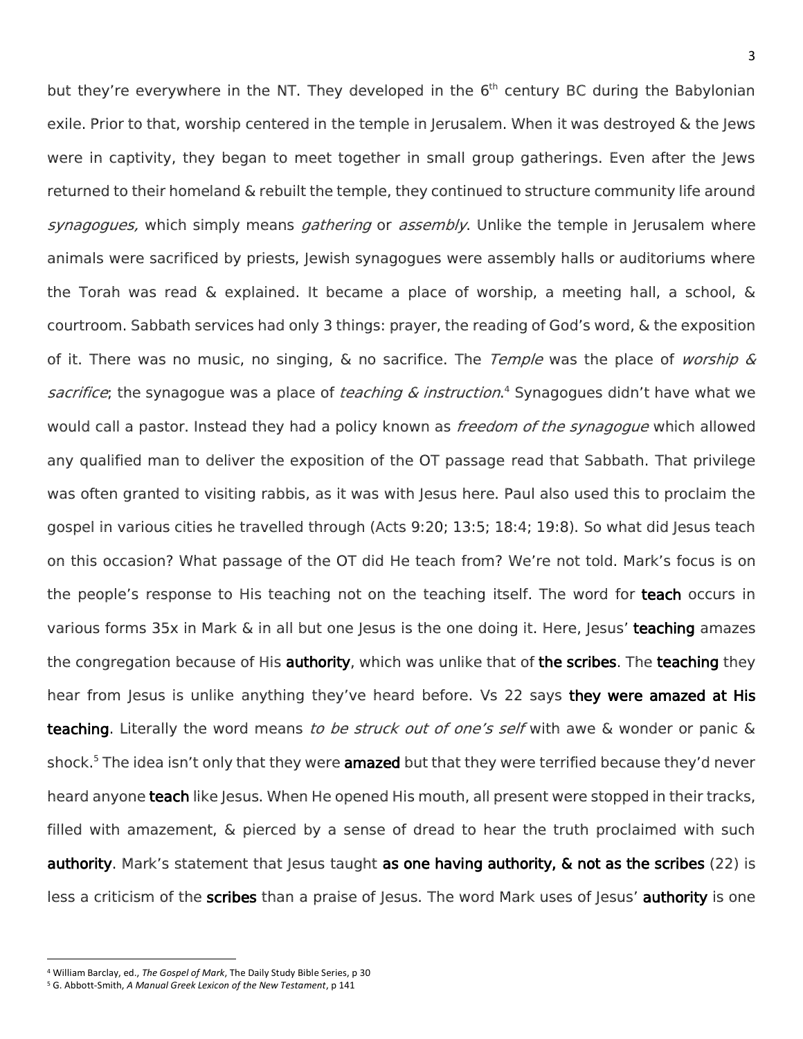but they're everywhere in the NT. They developed in the 6th century BC during the Babylonian exile. Prior to that, worship centered in the temple in Jerusalem. When it was destroyed & the Jews were in captivity, they began to meet together in small group gatherings. Even after the Jews returned to their homeland & rebuilt the temple, they continued to structure community life around *synagogues,* which simply means *gathering* or *assembly*. Unlike the temple in Jerusalem where animals were sacrificed by priests, Jewish synagogues were assembly halls or auditoriums where the Torah was read & explained. It became a place of worship, a meeting hall, a school, & courtroom. Sabbath services had only 3 things: prayer, the reading of God's word, & the exposition of it. There was no music, no singing, & no sacrifice. The *Temple* was the place of *worship & sacrifice*; the synagogue was a place of *teaching & instruction*.[4] Synagogues didn't have what we would call a pastor. Instead they had a policy known as *freedom of the synagogue* which allowed any qualified man to deliver the exposition of the OT passage read that Sabbath. That privilege was often granted to visiting rabbis, as it was with Jesus here. Paul also used this to proclaim the gospel in various cities he travelled through (Acts 9:20; 13:5; 18:4; 19:8). So what did Jesus teach on this occasion? What passage of the OT did He teach from? We're not told. Mark's focus is on the people's response to His teaching not on the teaching itself. The word for **teach** occurs in various forms 35x in Mark & in all but one Jesus is the one doing it. Here, Jesus' **teaching** amazes the congregation because of His **authority**, which was unlike that of **the scribes**. The **teaching** they hear from Jesus is unlike anything they've heard before. Vs 22 says **they were amazed at His teaching**. Literally the word means *to be struck out of one's self* with awe & wonder or panic & shock.[5] The idea isn't only that they were **amazed** but that they were terrified because they'd never heard anyone **teach** like Jesus. When He opened His mouth, all present were stopped in their tracks, filled with amazement, & pierced by a sense of dread to hear the truth proclaimed with such **authority**. Mark's statement that Jesus taught **as one having authority, & not as the scribes** (22) is less a criticism of the **scribes** than a praise of Jesus. The word Mark uses of Jesus' **authority** is one

---

[4] William Barclay, ed., *The Gospel of Mark*, The Daily Study Bible Series, p 30

[5] G. Abbott-Smith, *A Manual Greek Lexicon of the New Testament*, p 141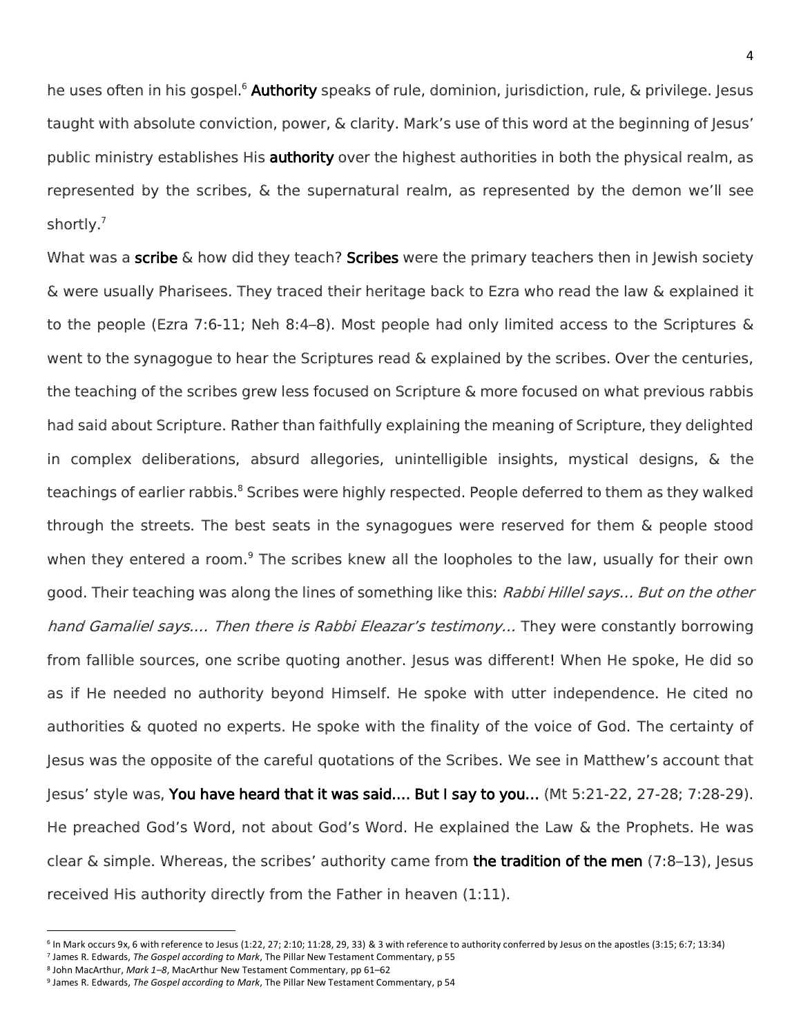he uses often in his gospel.[6] **Authority** speaks of rule, dominion, jurisdiction, rule, & privilege. Jesus taught with absolute conviction, power, & clarity. Mark's use of this word at the beginning of Jesus' public ministry establishes His **authority** over the highest authorities in both the physical realm, as represented by the scribes, & the supernatural realm, as represented by the demon we'll see shortly.[7]

What was a **scribe** & how did they teach? **Scribes** were the primary teachers then in Jewish society & were usually Pharisees. They traced their heritage back to Ezra who read the law & explained it to the people (Ezra 7:6-11; Neh 8:4–8). Most people had only limited access to the Scriptures & went to the synagogue to hear the Scriptures read & explained by the scribes. Over the centuries, the teaching of the scribes grew less focused on Scripture & more focused on what previous rabbis had said about Scripture. Rather than faithfully explaining the meaning of Scripture, they delighted in complex deliberations, absurd allegories, unintelligible insights, mystical designs, & the teachings of earlier rabbis.[8] Scribes were highly respected. People deferred to them as they walked through the streets. The best seats in the synagogues were reserved for them & people stood when they entered a room.[9] The scribes knew all the loopholes to the law, usually for their own good. Their teaching was along the lines of something like this: *Rabbi Hillel says... But on the other hand Gamaliel says.... Then there is Rabbi Eleazar's testimony...* They were constantly borrowing from fallible sources, one scribe quoting another. Jesus was different! When He spoke, He did so as if He needed no authority beyond Himself. He spoke with utter independence. He cited no authorities & quoted no experts. He spoke with the finality of the voice of God. The certainty of Jesus was the opposite of the careful quotations of the Scribes. We see in Matthew's account that Jesus' style was, **You have heard that it was said.... But I say to you...** (Mt 5:21-22, 27-28; 7:28-29). He preached God's Word, not about God's Word. He explained the Law & the Prophets. He was clear & simple. Whereas, the scribes' authority came from **the tradition of the men** (7:8–13), Jesus received His authority directly from the Father in heaven (1:11).

---

[6] In Mark occurs 9x, 6 with reference to Jesus (1:22, 27; 2:10; 11:28, 29, 33) & 3 with reference to authority conferred by Jesus on the apostles (3:15; 6:7; 13:34)

[7] James R. Edwards, *The Gospel according to Mark*, The Pillar New Testament Commentary, p 55

[8] John MacArthur, *Mark 1–8*, MacArthur New Testament Commentary, pp 61–62

[9] James R. Edwards, *The Gospel according to Mark*, The Pillar New Testament Commentary, p 54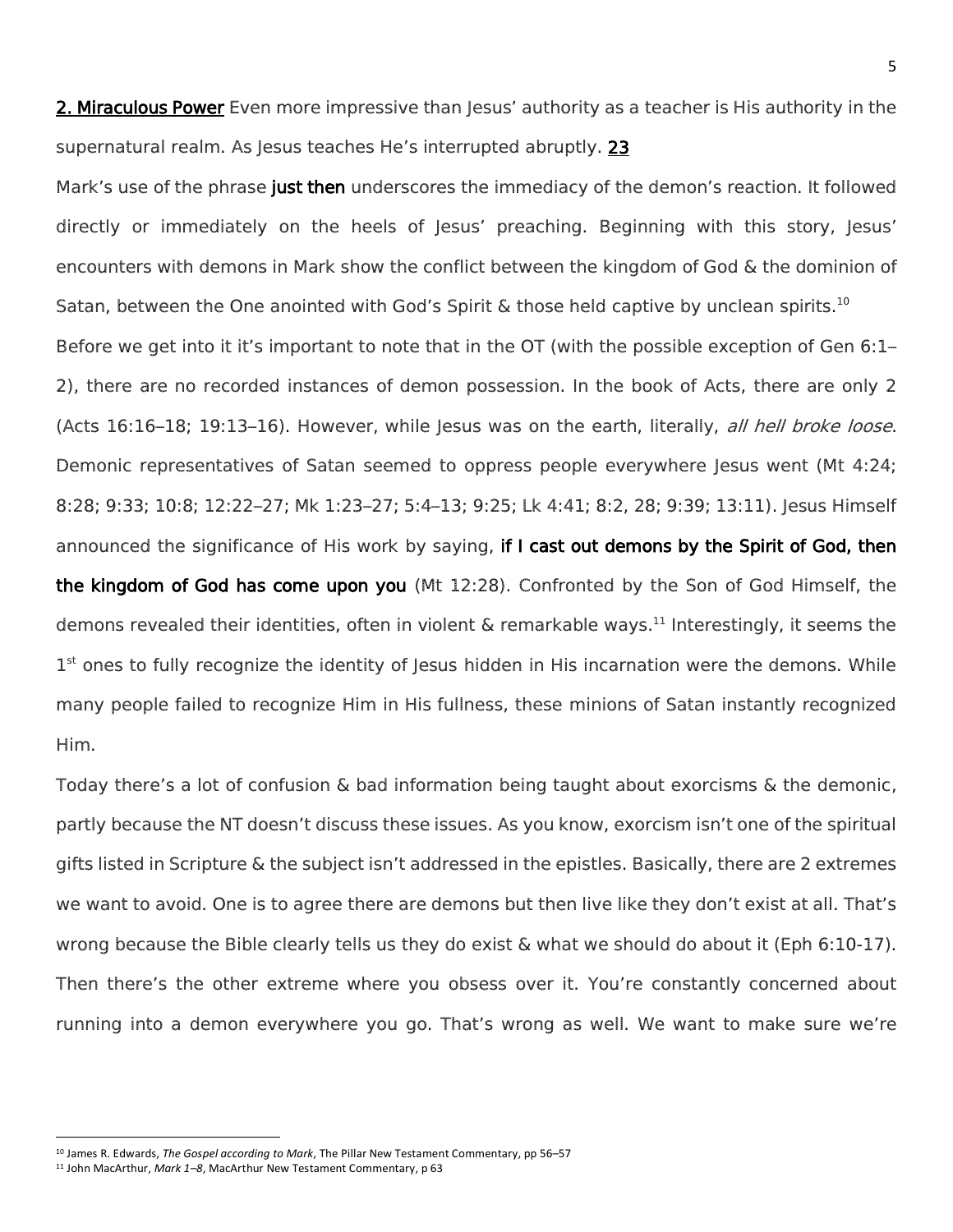**2. Miraculous Power** Even more impressive than Jesus' authority as a teacher is His authority in the supernatural realm. As Jesus teaches He's interrupted abruptly. **23**

Mark's use of the phrase **just then** underscores the immediacy of the demon's reaction. It followed directly or immediately on the heels of Jesus' preaching. Beginning with this story, Jesus' encounters with demons in Mark show the conflict between the kingdom of God & the dominion of Satan, between the One anointed with God's Spirit & those held captive by unclean spirits.[10]

Before we get into it it's important to note that in the OT (with the possible exception of Gen 6:1–2), there are no recorded instances of demon possession. In the book of Acts, there are only 2 (Acts 16:16–18; 19:13–16). However, while Jesus was on the earth, literally, *all hell broke loose*. Demonic representatives of Satan seemed to oppress people everywhere Jesus went (Mt 4:24; 8:28; 9:33; 10:8; 12:22–27; Mk 1:23–27; 5:4–13; 9:25; Lk 4:41; 8:2, 28; 9:39; 13:11). Jesus Himself announced the significance of His work by saying, **if I cast out demons by the Spirit of God, then the kingdom of God has come upon you** (Mt 12:28). Confronted by the Son of God Himself, the demons revealed their identities, often in violent & remarkable ways.[11] Interestingly, it seems the 1st ones to fully recognize the identity of Jesus hidden in His incarnation were the demons. While many people failed to recognize Him in His fullness, these minions of Satan instantly recognized Him.

Today there's a lot of confusion & bad information being taught about exorcisms & the demonic, partly because the NT doesn't discuss these issues. As you know, exorcism isn't one of the spiritual gifts listed in Scripture & the subject isn't addressed in the epistles. Basically, there are 2 extremes we want to avoid. One is to agree there are demons but then live like they don't exist at all. That's wrong because the Bible clearly tells us they do exist & what we should do about it (Eph 6:10-17). Then there's the other extreme where you obsess over it. You're constantly concerned about running into a demon everywhere you go. That's wrong as well. We want to make sure we're

---

[10] James R. Edwards, *The Gospel according to Mark*, The Pillar New Testament Commentary, pp 56–57

[11] John MacArthur, *Mark 1–8*, MacArthur New Testament Commentary, p 63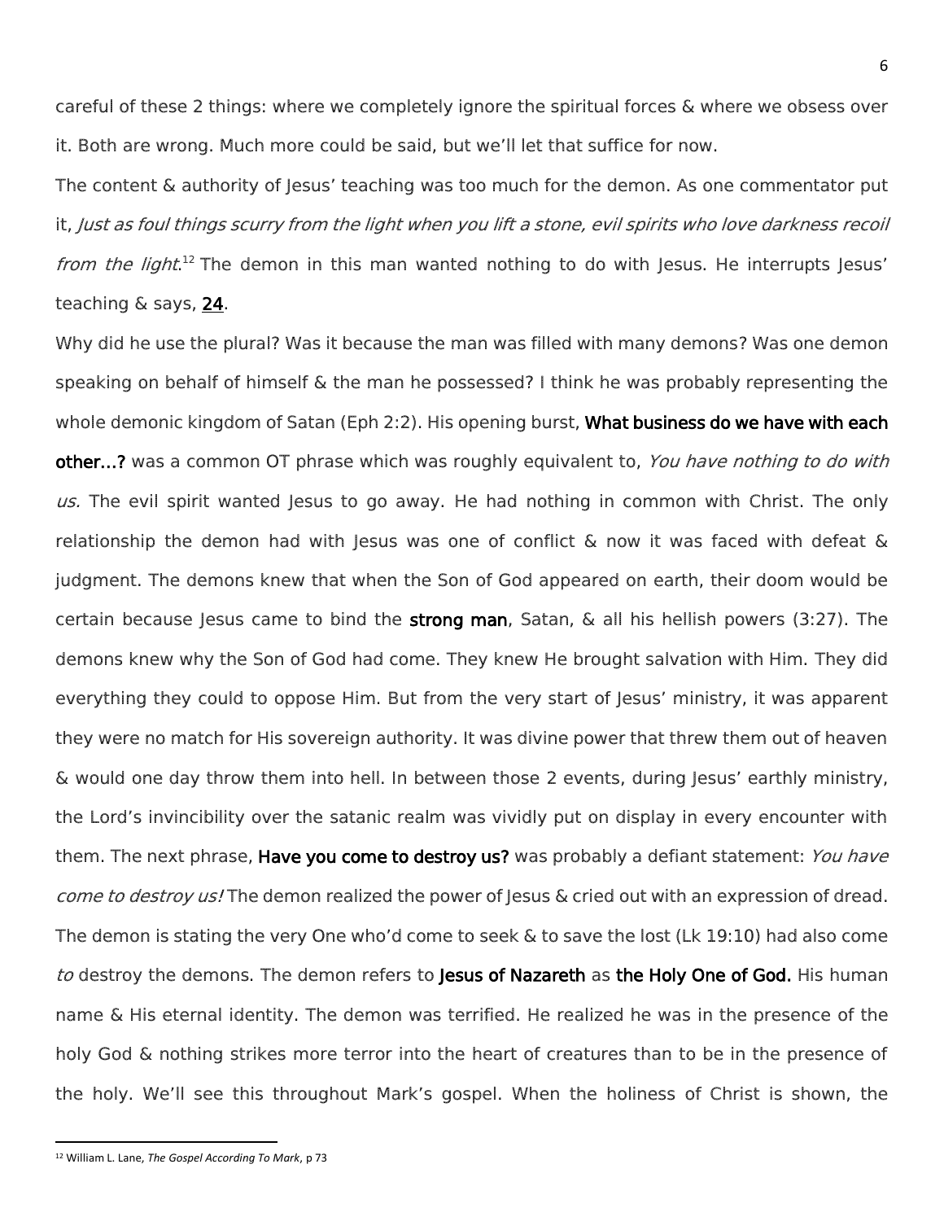careful of these 2 things: where we completely ignore the spiritual forces & where we obsess over it. Both are wrong. Much more could be said, but we'll let that suffice for now.

The content & authority of Jesus' teaching was too much for the demon. As one commentator put it, *Just as foul things scurry from the light when you lift a stone, evil spirits who love darkness recoil from the light.*[12] The demon in this man wanted nothing to do with Jesus. He interrupts Jesus' teaching & says, **24**.

Why did he use the plural? Was it because the man was filled with many demons? Was one demon speaking on behalf of himself & the man he possessed? I think he was probably representing the whole demonic kingdom of Satan (Eph 2:2). His opening burst, **What business do we have with each other…?** was a common OT phrase which was roughly equivalent to, *You have nothing to do with us.* The evil spirit wanted Jesus to go away. He had nothing in common with Christ. The only relationship the demon had with Jesus was one of conflict & now it was faced with defeat & judgment. The demons knew that when the Son of God appeared on earth, their doom would be certain because Jesus came to bind the **strong man**, Satan, & all his hellish powers (3:27). The demons knew why the Son of God had come. They knew He brought salvation with Him. They did everything they could to oppose Him. But from the very start of Jesus' ministry, it was apparent they were no match for His sovereign authority. It was divine power that threw them out of heaven & would one day throw them into hell. In between those 2 events, during Jesus' earthly ministry, the Lord's invincibility over the satanic realm was vividly put on display in every encounter with them. The next phrase, **Have you come to destroy us?** was probably a defiant statement: *You have come to destroy us!* The demon realized the power of Jesus & cried out with an expression of dread. The demon is stating the very One who'd come to seek & to save the lost (Lk 19:10) had also come *to* destroy the demons. The demon refers to **Jesus of Nazareth** as **the Holy One of God.** His human name & His eternal identity. The demon was terrified. He realized he was in the presence of the holy God & nothing strikes more terror into the heart of creatures than to be in the presence of the holy. We'll see this throughout Mark's gospel. When the holiness of Christ is shown, the

---

[12] William L. Lane, *The Gospel According To Mark*, p 73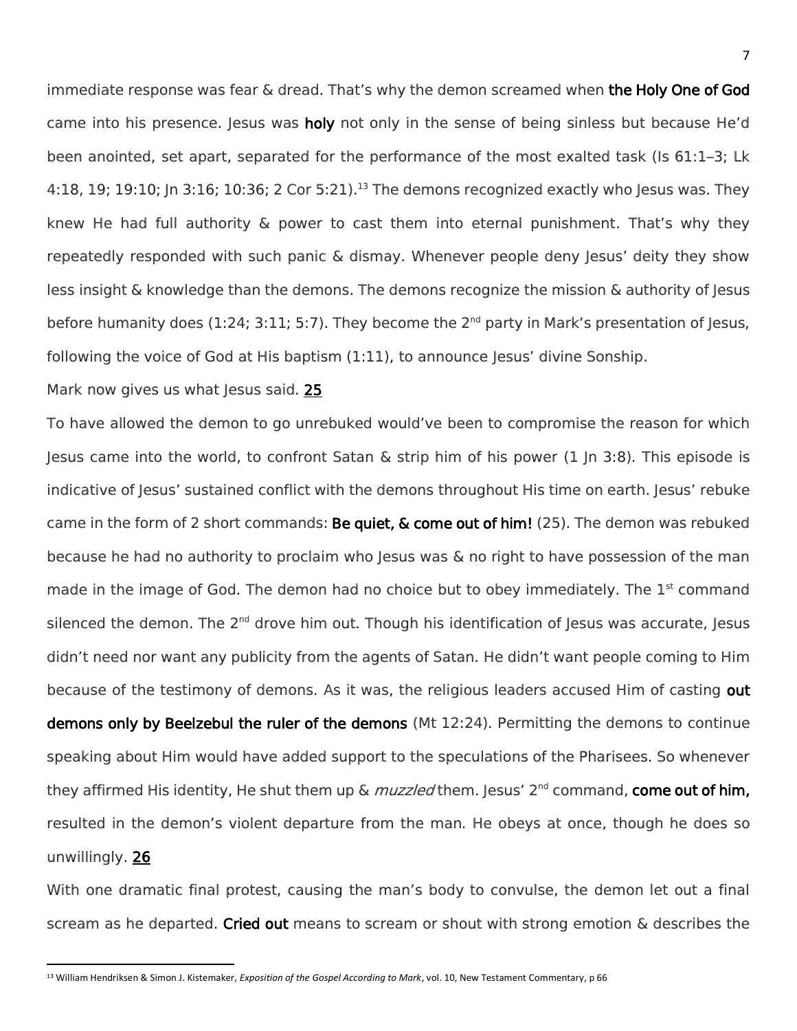immediate response was fear & dread. That's why the demon screamed when **the Holy One of God** came into his presence. Jesus was **holy** not only in the sense of being sinless but because He'd been anointed, set apart, separated for the performance of the most exalted task (Is 61:1–3; Lk 4:18, 19; 19:10; Jn 3:16; 10:36; 2 Cor 5:21).[13] The demons recognized exactly who Jesus was. They knew He had full authority & power to cast them into eternal punishment. That's why they repeatedly responded with such panic & dismay. Whenever people deny Jesus' deity they show less insight & knowledge than the demons. The demons recognize the mission & authority of Jesus before humanity does (1:24; 3:11; 5:7). They become the 2nd party in Mark's presentation of Jesus, following the voice of God at His baptism (1:11), to announce Jesus' divine Sonship.

Mark now gives us what Jesus said. **25**

To have allowed the demon to go unrebuked would've been to compromise the reason for which Jesus came into the world, to confront Satan & strip him of his power (1 Jn 3:8). This episode is indicative of Jesus' sustained conflict with the demons throughout His time on earth. Jesus' rebuke came in the form of 2 short commands: **Be quiet, & come out of him!** (25). The demon was rebuked because he had no authority to proclaim who Jesus was & no right to have possession of the man made in the image of God. The demon had no choice but to obey immediately. The 1st command silenced the demon. The 2nd drove him out. Though his identification of Jesus was accurate, Jesus didn't need nor want any publicity from the agents of Satan. He didn't want people coming to Him because of the testimony of demons. As it was, the religious leaders accused Him of casting **out demons only by Beelzebul the ruler of the demons** (Mt 12:24). Permitting the demons to continue speaking about Him would have added support to the speculations of the Pharisees. So whenever they affirmed His identity, He shut them up & *muzzled* them. Jesus' 2nd command, **come out of him,** resulted in the demon's violent departure from the man. He obeys at once, though he does so unwillingly. **26**

With one dramatic final protest, causing the man's body to convulse, the demon let out a final scream as he departed. **Cried out** means to scream or shout with strong emotion & describes the

---

[13] William Hendriksen & Simon J. Kistemaker, *Exposition of the Gospel According to Mark*, vol. 10, New Testament Commentary, p 66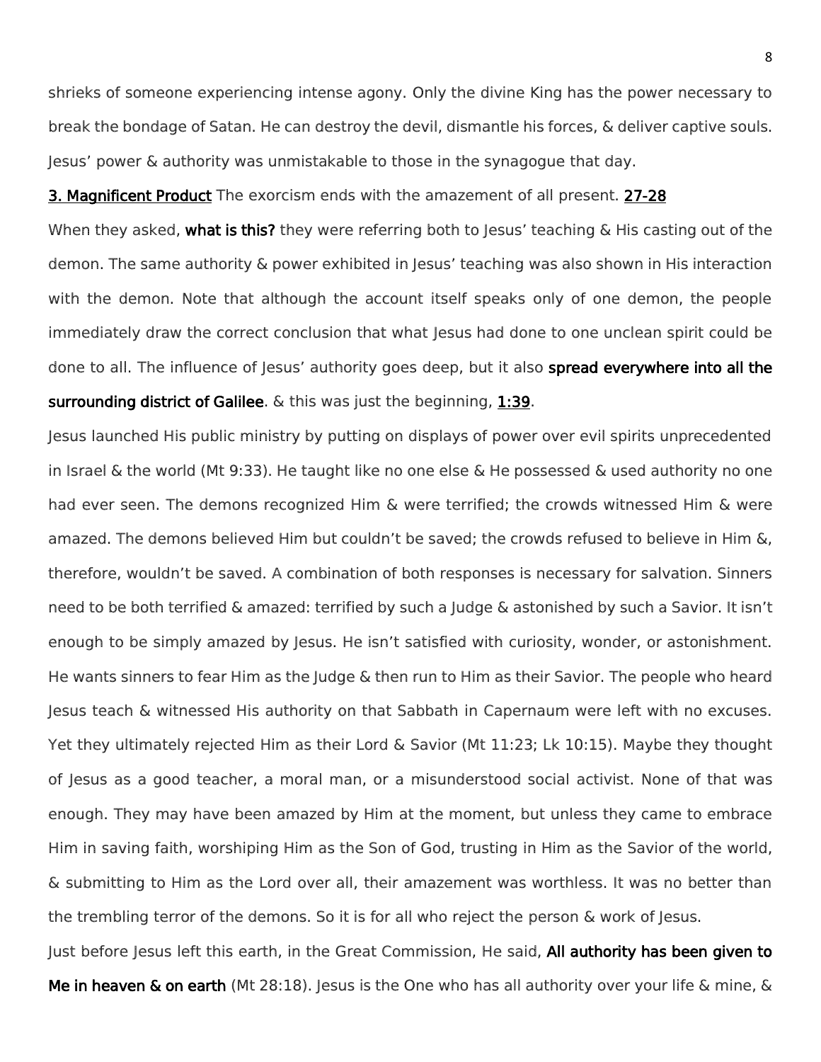shrieks of someone experiencing intense agony. Only the divine King has the power necessary to break the bondage of Satan. He can destroy the devil, dismantle his forces, & deliver captive souls. Jesus' power & authority was unmistakable to those in the synagogue that day.

<u>3. Magnificent Product</u> The exorcism ends with the amazement of all present. <u>27-28</u>

When they asked, **what is this?** they were referring both to Jesus' teaching & His casting out of the demon. The same authority & power exhibited in Jesus' teaching was also shown in His interaction with the demon. Note that although the account itself speaks only of one demon, the people immediately draw the correct conclusion that what Jesus had done to one unclean spirit could be done to all. The influence of Jesus' authority goes deep, but it also **spread everywhere into all the surrounding district of Galilee**. & this was just the beginning, <u>1:39</u>.

Jesus launched His public ministry by putting on displays of power over evil spirits unprecedented in Israel & the world (Mt 9:33). He taught like no one else & He possessed & used authority no one had ever seen. The demons recognized Him & were terrified; the crowds witnessed Him & were amazed. The demons believed Him but couldn't be saved; the crowds refused to believe in Him &, therefore, wouldn't be saved. A combination of both responses is necessary for salvation. Sinners need to be both terrified & amazed: terrified by such a Judge & astonished by such a Savior. It isn't enough to be simply amazed by Jesus. He isn't satisfied with curiosity, wonder, or astonishment. He wants sinners to fear Him as the Judge & then run to Him as their Savior. The people who heard Jesus teach & witnessed His authority on that Sabbath in Capernaum were left with no excuses. Yet they ultimately rejected Him as their Lord & Savior (Mt 11:23; Lk 10:15). Maybe they thought of Jesus as a good teacher, a moral man, or a misunderstood social activist. None of that was enough. They may have been amazed by Him at the moment, but unless they came to embrace Him in saving faith, worshiping Him as the Son of God, trusting in Him as the Savior of the world, & submitting to Him as the Lord over all, their amazement was worthless. It was no better than the trembling terror of the demons. So it is for all who reject the person & work of Jesus.

Just before Jesus left this earth, in the Great Commission, He said, **All authority has been given to Me in heaven & on earth** (Mt 28:18). Jesus is the One who has all authority over your life & mine, &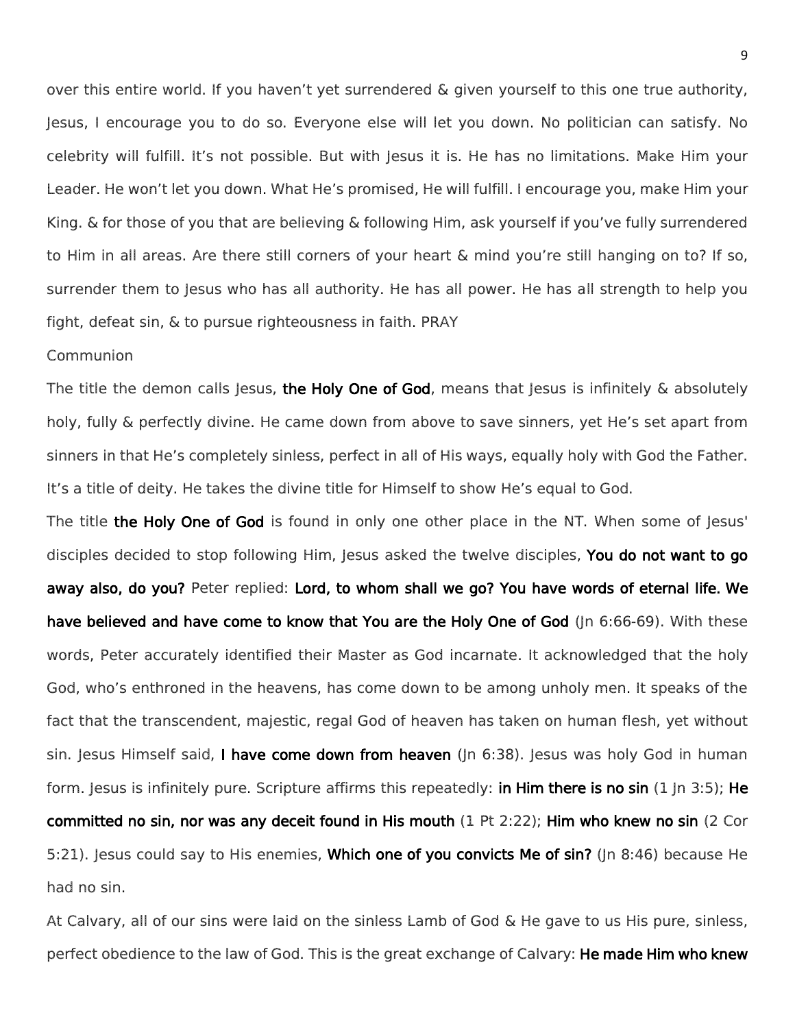over this entire world. If you haven't yet surrendered & given yourself to this one true authority, Jesus, I encourage you to do so. Everyone else will let you down. No politician can satisfy. No celebrity will fulfill. It's not possible. But with Jesus it is. He has no limitations. Make Him your Leader. He won't let you down. What He's promised, He will fulfill. I encourage you, make Him your King. & for those of you that are believing & following Him, ask yourself if you've fully surrendered to Him in all areas. Are there still corners of your heart & mind you're still hanging on to? If so, surrender them to Jesus who has all authority. He has all power. He has all strength to help you fight, defeat sin, & to pursue righteousness in faith. PRAY

Communion

The title the demon calls Jesus, **the Holy One of God**, means that Jesus is infinitely & absolutely holy, fully & perfectly divine. He came down from above to save sinners, yet He's set apart from sinners in that He's completely sinless, perfect in all of His ways, equally holy with God the Father. It's a title of deity. He takes the divine title for Himself to show He's equal to God.

The title **the Holy One of God** is found in only one other place in the NT. When some of Jesus' disciples decided to stop following Him, Jesus asked the twelve disciples, **You do not want to go away also, do you?** Peter replied: **Lord, to whom shall we go? You have words of eternal life. We have believed and have come to know that You are the Holy One of God** (Jn 6:66-69). With these words, Peter accurately identified their Master as God incarnate. It acknowledged that the holy God, who's enthroned in the heavens, has come down to be among unholy men. It speaks of the fact that the transcendent, majestic, regal God of heaven has taken on human flesh, yet without sin. Jesus Himself said, **I have come down from heaven** (Jn 6:38). Jesus was holy God in human form. Jesus is infinitely pure. Scripture affirms this repeatedly: **in Him there is no sin** (1 Jn 3:5); **He committed no sin, nor was any deceit found in His mouth** (1 Pt 2:22); **Him who knew no sin** (2 Cor 5:21). Jesus could say to His enemies, **Which one of you convicts Me of sin?** (Jn 8:46) because He had no sin.

At Calvary, all of our sins were laid on the sinless Lamb of God & He gave to us His pure, sinless, perfect obedience to the law of God. This is the great exchange of Calvary: **He made Him who knew**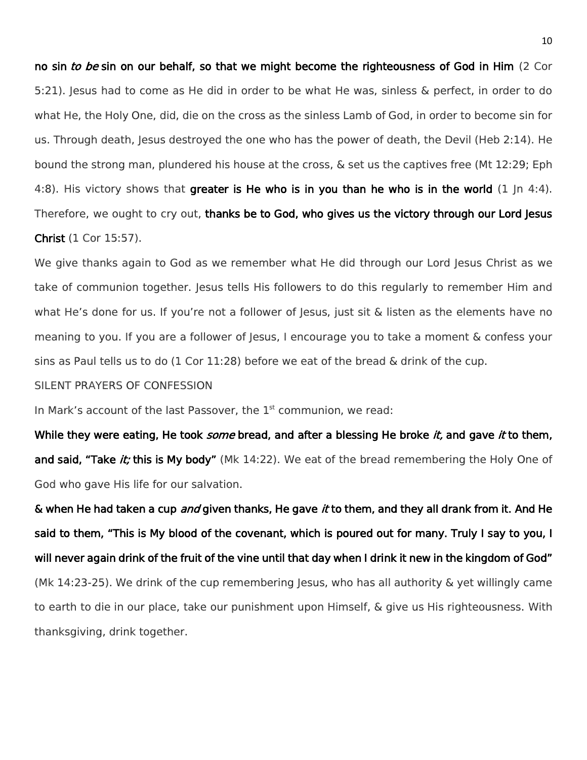**no sin *to be* sin on our behalf, so that we might become the righteousness of God in Him** (2 Cor 5:21). Jesus had to come as He did in order to be what He was, sinless & perfect, in order to do what He, the Holy One, did, die on the cross as the sinless Lamb of God, in order to become sin for us. Through death, Jesus destroyed the one who has the power of death, the Devil (Heb 2:14). He bound the strong man, plundered his house at the cross, & set us the captives free (Mt 12:29; Eph 4:8). His victory shows that **greater is He who is in you than he who is in the world** (1 Jn 4:4). Therefore, we ought to cry out, **thanks be to God, who gives us the victory through our Lord Jesus Christ** (1 Cor 15:57).

We give thanks again to God as we remember what He did through our Lord Jesus Christ as we take of communion together. Jesus tells His followers to do this regularly to remember Him and what He's done for us. If you're not a follower of Jesus, just sit & listen as the elements have no meaning to you. If you are a follower of Jesus, I encourage you to take a moment & confess your sins as Paul tells us to do (1 Cor 11:28) before we eat of the bread & drink of the cup.

SILENT PRAYERS OF CONFESSION

In Mark's account of the last Passover, the 1st communion, we read:

**While they were eating, He took *some* bread, and after a blessing He broke *it,* and gave *it* to them, and said, "Take *it;* this is My body"** (Mk 14:22). We eat of the bread remembering the Holy One of God who gave His life for our salvation.

**& when He had taken a cup *and* given thanks, He gave *it* to them, and they all drank from it. And He said to them, "This is My blood of the covenant, which is poured out for many. Truly I say to you, I will never again drink of the fruit of the vine until that day when I drink it new in the kingdom of God"** (Mk 14:23-25). We drink of the cup remembering Jesus, who has all authority & yet willingly came to earth to die in our place, take our punishment upon Himself, & give us His righteousness. With thanksgiving, drink together.